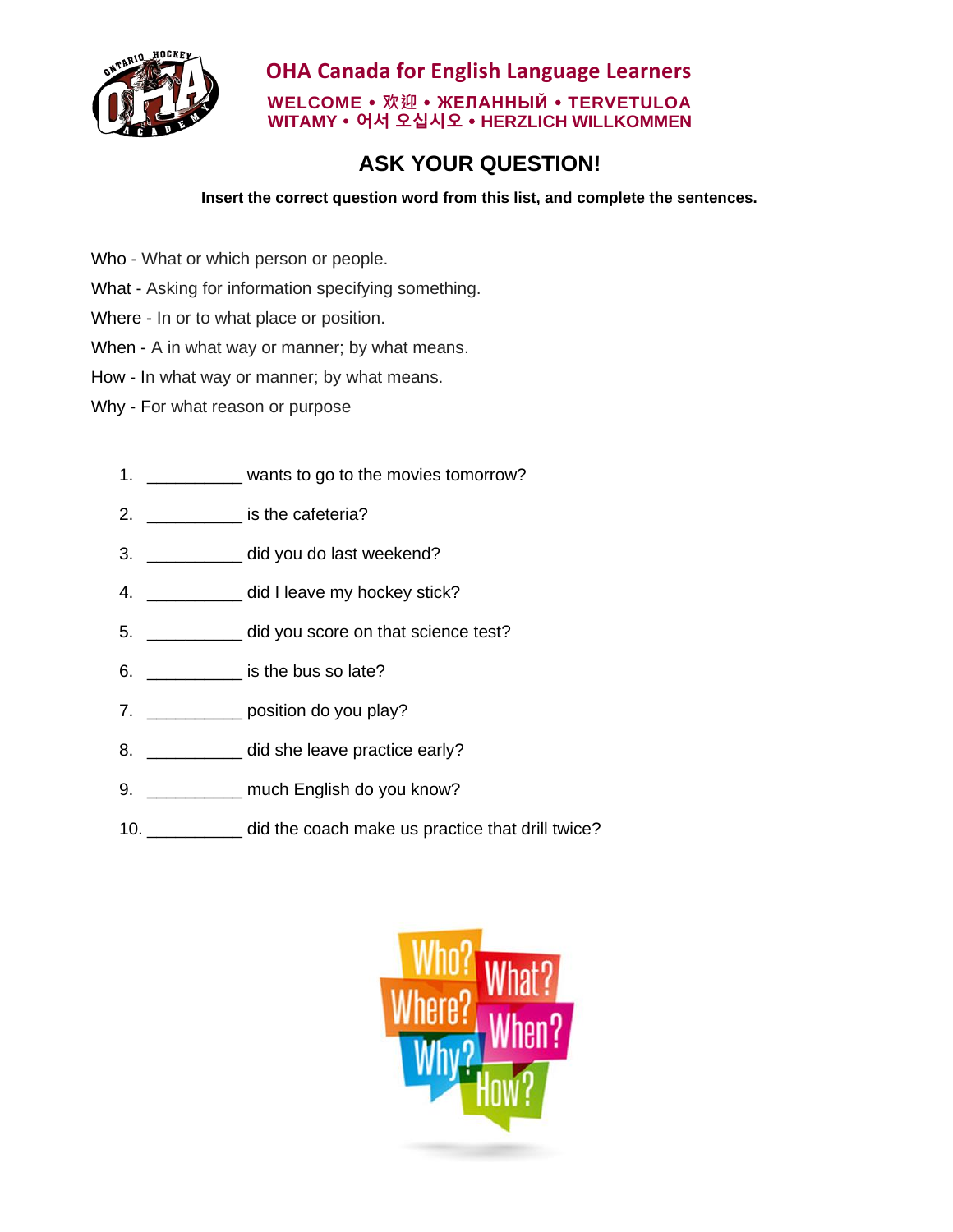**OHA Canada for English Language Learners**

**WELCOME • 欢迎 • ЖЕЛАННЫЙ • TERVETULOA**
**WITAMY • 어서 오십시오 • HERZLICH WILLKOMMEN**

## ASK YOUR QUESTION!

**Insert the correct question word from this list, and complete the sentences.**

Who - What or which person or people.
What - Asking for information specifying something.
Where - In or to what place or position.
When - A in what way or manner; by what means.
How - In what way or manner; by what means.
Why - For what reason or purpose

1. __________ wants to go to the movies tomorrow?
2. __________ is the cafeteria?
3. __________ did you do last weekend?
4. __________ did I leave my hockey stick?
5. __________ did you score on that science test?
6. __________ is the bus so late?
7. __________ position do you play?
8. __________ did she leave practice early?
9. __________ much English do you know?
10. __________ did the coach make us practice that drill twice?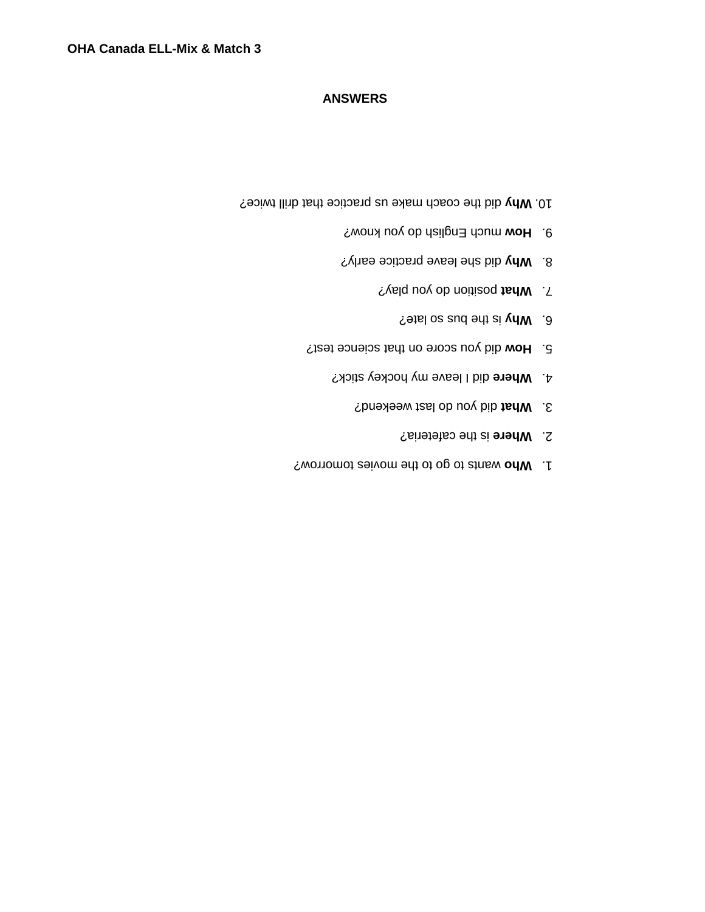**OHA Canada ELL-Mix & Match 3**

**ANSWERS**

1. **Who** wants to go to the movies tomorrow?
2. **Where** is the cafeteria?
3. **What** did you do last weekend?
4. **Where** did I leave my hockey stick?
5. **How** did you score on that science test?
6. **Why** is the bus so late?
7. **What** position do you play?
8. **Why** did she leave practice early?
9. **How** much English do you know?
10. **Why** did the coach make us practice that drill twice?